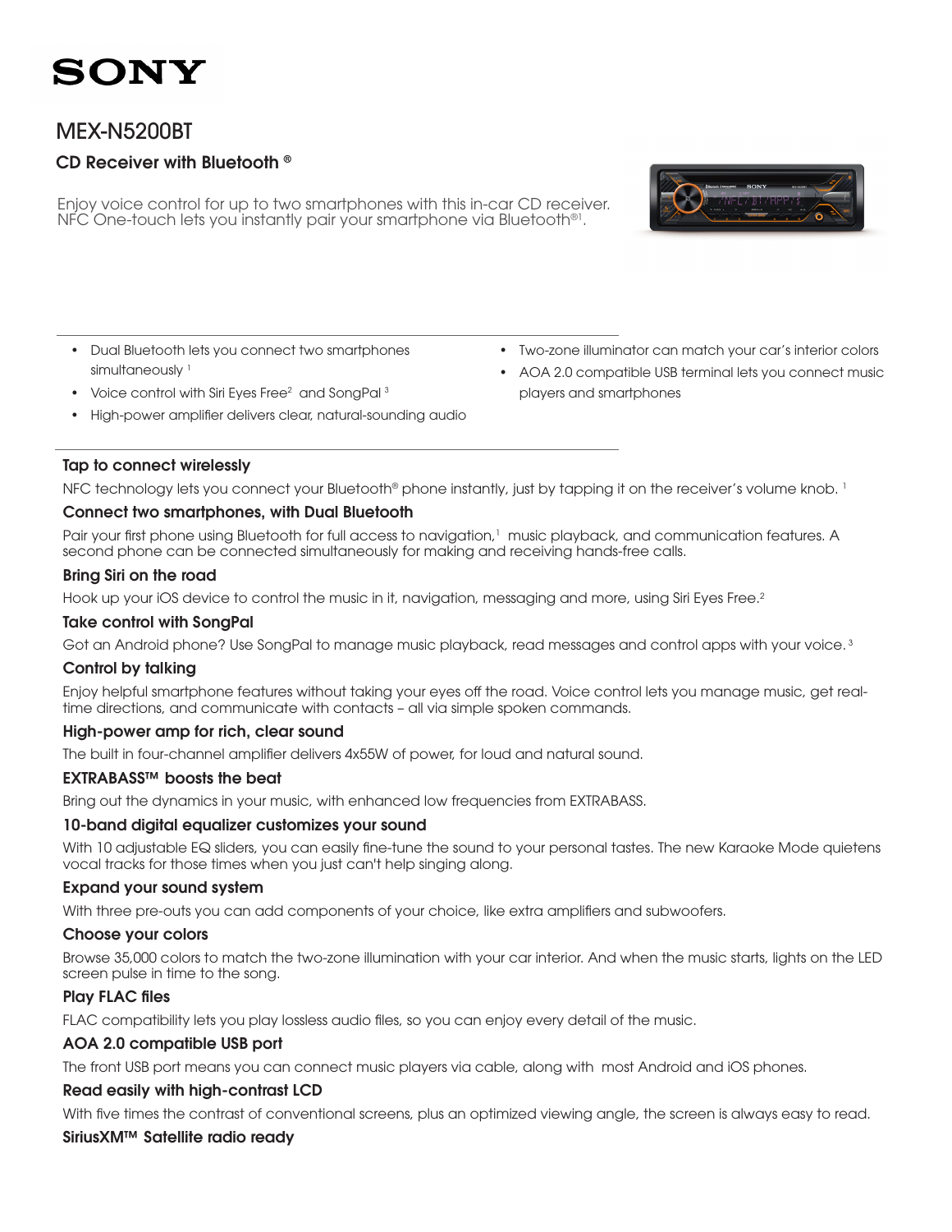SONY

# MEX-N5200BT

## CD Receiver with Bluetooth ®

Enjoy voice control for up to two smartphones with this in-car CD receiver. NFC One-touch lets you instantly pair your smartphone via Bluetooth®[1].

- Dual Bluetooth lets you connect two smartphones simultaneously [1]
- Voice control with Siri Eyes Free[2] and SongPal [3]
- High-power amplifier delivers clear, natural-sounding audio
- Two-zone illuminator can match your car's interior colors
- AOA 2.0 compatible USB terminal lets you connect music players and smartphones

### Tap to connect wirelessly

NFC technology lets you connect your Bluetooth® phone instantly, just by tapping it on the receiver's volume knob. [1]

### Connect two smartphones, with Dual Bluetooth

Pair your first phone using Bluetooth for full access to navigation,[1] music playback, and communication features. A second phone can be connected simultaneously for making and receiving hands-free calls.

### Bring Siri on the road

Hook up your iOS device to control the music in it, navigation, messaging and more, using Siri Eyes Free.[2]

### Take control with SongPal

Got an Android phone? Use SongPal to manage music playback, read messages and control apps with your voice. [3]

### Control by talking

Enjoy helpful smartphone features without taking your eyes off the road. Voice control lets you manage music, get real-time directions, and communicate with contacts – all via simple spoken commands.

### High-power amp for rich, clear sound

The built in four-channel amplifier delivers 4x55W of power, for loud and natural sound.

### EXTRABASS™ boosts the beat

Bring out the dynamics in your music, with enhanced low frequencies from EXTRABASS.

### 10-band digital equalizer customizes your sound

With 10 adjustable EQ sliders, you can easily fine-tune the sound to your personal tastes. The new Karaoke Mode quietens vocal tracks for those times when you just can't help singing along.

### Expand your sound system

With three pre-outs you can add components of your choice, like extra amplifiers and subwoofers.

### Choose your colors

Browse 35,000 colors to match the two-zone illumination with your car interior. And when the music starts, lights on the LED screen pulse in time to the song.

### Play FLAC files

FLAC compatibility lets you play lossless audio files, so you can enjoy every detail of the music.

### AOA 2.0 compatible USB port

The front USB port means you can connect music players via cable, along with most Android and iOS phones.

### Read easily with high-contrast LCD

With five times the contrast of conventional screens, plus an optimized viewing angle, the screen is always easy to read.

### SiriusXM™ Satellite radio ready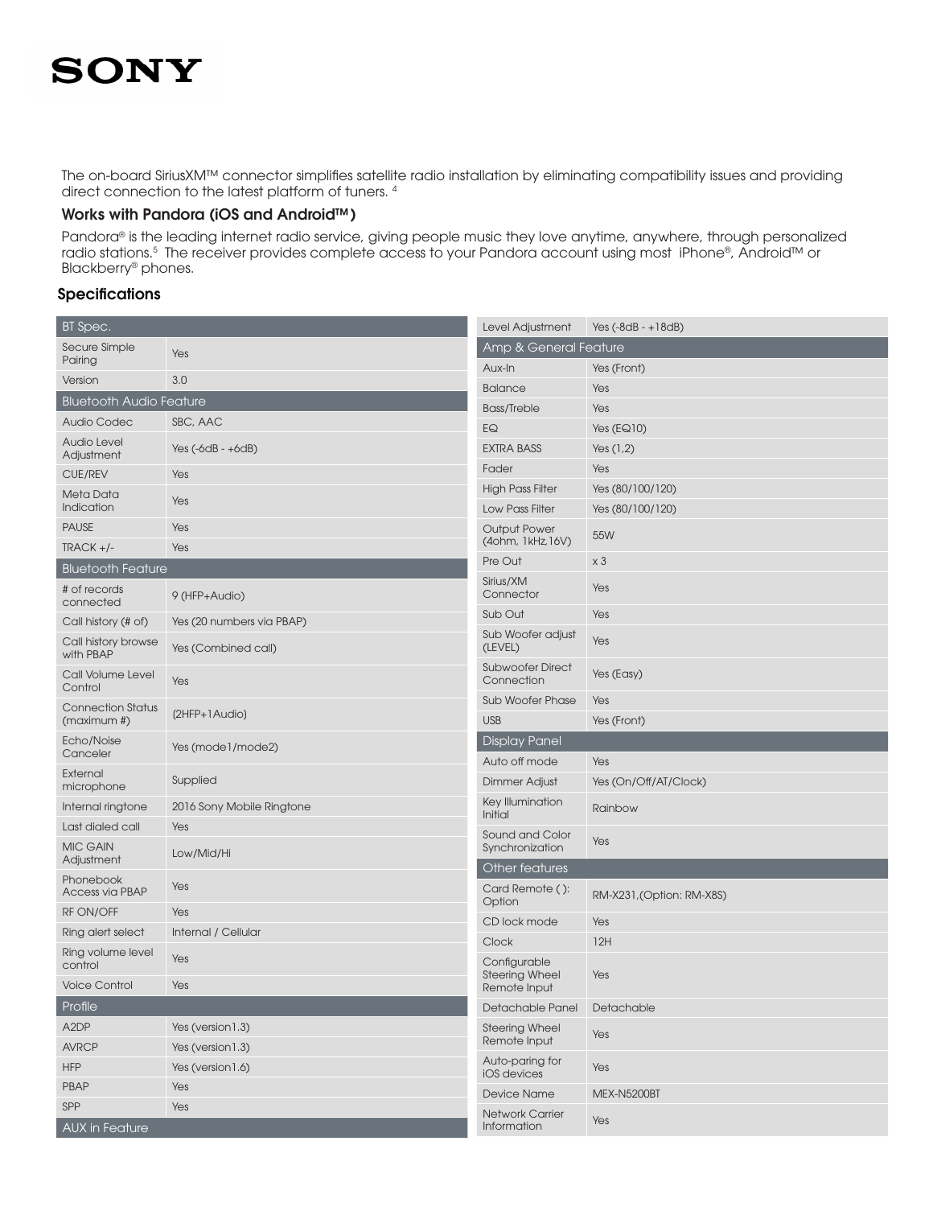The on-board SiriusXM™ connector simplifies satellite radio installation by eliminating compatibility issues and providing direct connection to the latest platform of tuners. [4]

### Works with Pandora (iOS and Android™)

Pandora® is the leading internet radio service, giving people music they love anytime, anywhere, through personalized radio stations.[5] The receiver provides complete access to your Pandora account using most iPhone®, Android™ or Blackberry® phones.

## Specifications

| BT Spec. | |
|---|---|
| Secure Simple Pairing | Yes |
| Version | 3.0 |
| **Bluetooth Audio Feature** | |
| Audio Codec | SBC, AAC |
| Audio Level Adjustment | Yes (-6dB - +6dB) |
| CUE/REV | Yes |
| Meta Data Indication | Yes |
| PAUSE | Yes |
| TRACK +/- | Yes |
| **Bluetooth Feature** | |
| # of records connected | 9 (HFP+Audio) |
| Call history (# of) | Yes (20 numbers via PBAP) |
| Call history browse with PBAP | Yes (Combined call) |
| Call Volume Level Control | Yes |
| Connection Status (maximum #) | (2HFP+1Audio) |
| Echo/Noise Canceler | Yes (mode1/mode2) |
| External microphone | Supplied |
| Internal ringtone | 2016 Sony Mobile Ringtone |
| Last dialed call | Yes |
| MIC GAIN Adjustment | Low/Mid/Hi |
| Phonebook Access via PBAP | Yes |
| RF ON/OFF | Yes |
| Ring alert select | Internal / Cellular |
| Ring volume level control | Yes |
| Voice Control | Yes |
| **Profile** | |
| A2DP | Yes (version1.3) |
| AVRCP | Yes (version1.3) |
| HFP | Yes (version1.6) |
| PBAP | Yes |
| SPP | Yes |
| **AUX in Feature** | |
| Level Adjustment | Yes (-8dB - +18dB) |
| **Amp & General Feature** | |
| Aux-In | Yes (Front) |
| Balance | Yes |
| Bass/Treble | Yes |
| EQ | Yes (EQ10) |
| EXTRA BASS | Yes (1,2) |
| Fader | Yes |
| High Pass Filter | Yes (80/100/120) |
| Low Pass Filter | Yes (80/100/120) |
| Output Power (4ohm, 1kHz,16V) | 55W |
| Pre Out | x 3 |
| Sirius/XM Connector | Yes |
| Sub Out | Yes |
| Sub Woofer adjust (LEVEL) | Yes |
| Subwoofer Direct Connection | Yes (Easy) |
| Sub Woofer Phase | Yes |
| USB | Yes (Front) |
| **Display Panel** | |
| Auto off mode | Yes |
| Dimmer Adjust | Yes (On/Off/AT/Clock) |
| Key Illumination Initial | Rainbow |
| Sound and Color Synchronization | Yes |
| **Other features** | |
| Card Remote ( ): Option | RM-X231,(Option: RM-X8S) |
| CD lock mode | Yes |
| Clock | 12H |
| Configurable Steering Wheel Remote Input | Yes |
| Detachable Panel | Detachable |
| Steering Wheel Remote Input | Yes |
| Auto-paring for iOS devices | Yes |
| Device Name | MEX-N5200BT |
| Network Carrier Information | Yes |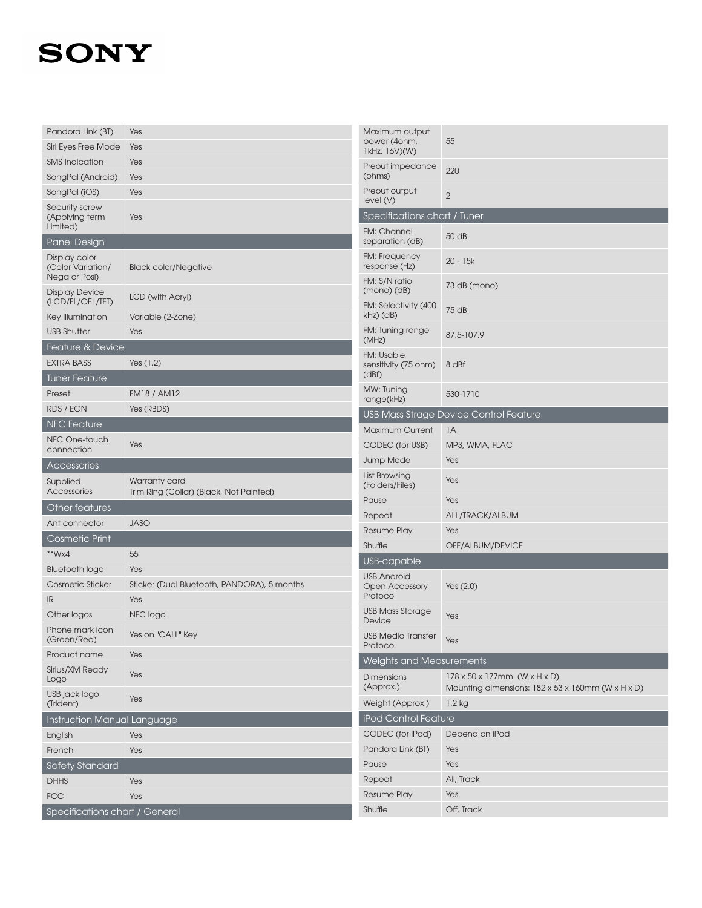| | |
|---|---|
| Pandora Link (BT) | Yes |
| Siri Eyes Free Mode | Yes |
| SMS Indication | Yes |
| SongPal (Android) | Yes |
| SongPal (iOS) | Yes |
| Security screw (Applying term Limited) | Yes |

## Panel Design

| | |
|---|---|
| Display color (Color Variation/ Nega or Posi) | Black color/Negative |
| Display Device (LCD/FL/OEL/TFT) | LCD (with Acryl) |
| Key Illumination | Variable (2-Zone) |
| USB Shutter | Yes |

## Feature & Device

| | |
|---|---|
| EXTRA BASS | Yes (1,2) |

## Tuner Feature

| | |
|---|---|
| Preset | FM18 / AM12 |
| RDS / EON | Yes (RBDS) |

## NFC Feature

| | |
|---|---|
| NFC One-touch connection | Yes |

## Accessories

| | |
|---|---|
| Supplied Accessories | Warranty card<br>Trim Ring (Collar) (Black, Not Painted) |

## Other features

| | |
|---|---|
| Ant connector | JASO |

## Cosmetic Print

| | |
|---|---|
| **Wx4 | 55 |
| Bluetooth logo | Yes |
| Cosmetic Sticker | Sticker (Dual Bluetooth, PANDORA), 5 months |
| IR | Yes |
| Other logos | NFC logo |
| Phone mark icon (Green/Red) | Yes on "CALL" Key |
| Product name | Yes |
| Sirius/XM Ready Logo | Yes |
| USB jack logo (Trident) | Yes |

## Instruction Manual Language

| | |
|---|---|
| English | Yes |
| French | Yes |

## Safety Standard

| | |
|---|---|
| DHHS | Yes |
| FCC | Yes |

## Specifications chart / General

| | |
|---|---|
| Maximum output power (4ohm, 1kHz, 16V)(W) | 55 |
| Preout impedance (ohms) | 220 |
| Preout output level (V) | 2 |

## Specifications chart / Tuner

| | |
|---|---|
| FM: Channel separation (dB) | 50 dB |
| FM: Frequency response (Hz) | 20 - 15k |
| FM: S/N ratio (mono) (dB) | 73 dB (mono) |
| FM: Selectivity (400 kHz) (dB) | 75 dB |
| FM: Tuning range (MHz) | 87.5-107.9 |
| FM: Usable sensitivity (75 ohm) (dBf) | 8 dBf |
| MW: Tuning range(kHz) | 530-1710 |

## USB Mass Strage Device Control Feature

| | |
|---|---|
| Maximum Current | 1A |
| CODEC (for USB) | MP3, WMA, FLAC |
| Jump Mode | Yes |
| List Browsing (Folders/Files) | Yes |
| Pause | Yes |
| Repeat | ALL/TRACK/ALBUM |
| Resume Play | Yes |
| Shuffle | OFF/ALBUM/DEVICE |

## USB-capable

| | |
|---|---|
| USB Android Open Accessory Protocol | Yes (2.0) |
| USB Mass Storage Device | Yes |
| USB Media Transfer Protocol | Yes |

## Weights and Measurements

| | |
|---|---|
| Dimensions (Approx.) | 178 x 50 x 177mm (W x H x D)<br>Mounting dimensions: 182 x 53 x 160mm (W x H x D) |
| Weight (Approx.) | 1.2 kg |

## iPod Control Feature

| | |
|---|---|
| CODEC (for iPod) | Depend on iPod |
| Pandora Link (BT) | Yes |
| Pause | Yes |
| Repeat | All, Track |
| Resume Play | Yes |
| Shuffle | Off, Track |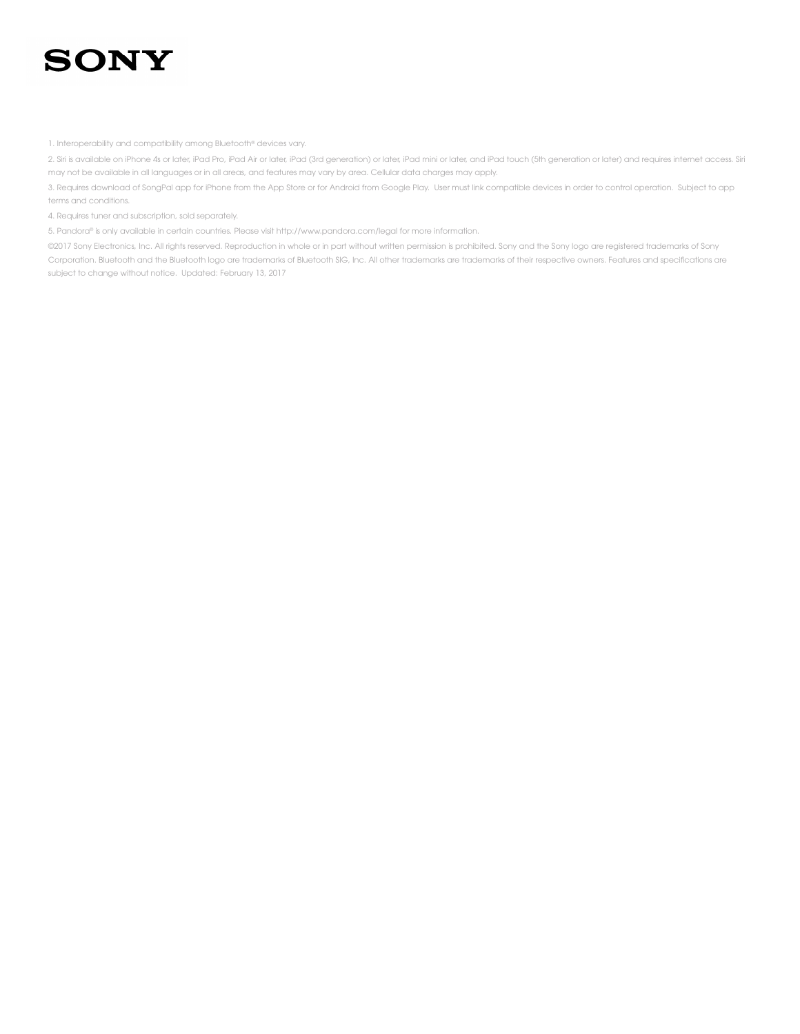SONY

1. Interoperability and compatibility among Bluetooth® devices vary.

2. Siri is available on iPhone 4s or later, iPad Pro, iPad Air or later, iPad (3rd generation) or later, iPad mini or later, and iPad touch (5th generation or later) and requires internet access. Siri may not be available in all languages or in all areas, and features may vary by area. Cellular data charges may apply.

3. Requires download of SongPal app for iPhone from the App Store or for Android from Google Play. User must link compatible devices in order to control operation. Subject to app terms and conditions.

4. Requires tuner and subscription, sold separately.

5. Pandora® is only available in certain countries. Please visit http://www.pandora.com/legal for more information.

©2017 Sony Electronics, Inc. All rights reserved. Reproduction in whole or in part without written permission is prohibited. Sony and the Sony logo are registered trademarks of Sony Corporation. Bluetooth and the Bluetooth logo are trademarks of Bluetooth SIG, Inc. All other trademarks are trademarks of their respective owners. Features and specifications are subject to change without notice. Updated: February 13, 2017